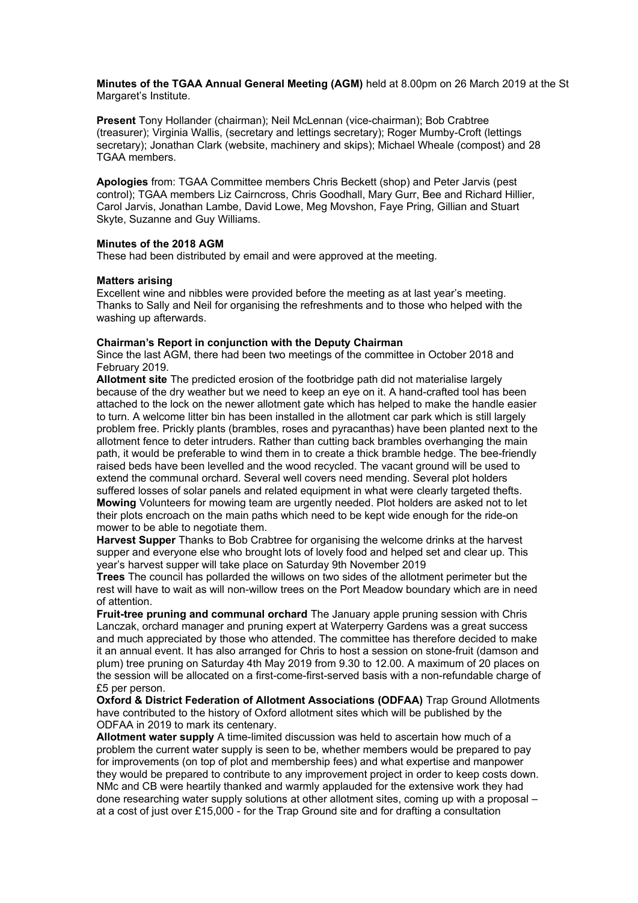**Minutes of the TGAA Annual General Meeting (AGM)** held at 8.00pm on 26 March 2019 at the St Margaret's Institute.

**Present** Tony Hollander (chairman); Neil McLennan (vice-chairman); Bob Crabtree (treasurer); Virginia Wallis, (secretary and lettings secretary); Roger Mumby-Croft (lettings secretary); Jonathan Clark (website, machinery and skips); Michael Wheale (compost) and 28 TGAA members.

**Apologies** from: TGAA Committee members Chris Beckett (shop) and Peter Jarvis (pest control); TGAA members Liz Cairncross, Chris Goodhall, Mary Gurr, Bee and Richard Hillier, Carol Jarvis, Jonathan Lambe, David Lowe, Meg Movshon, Faye Pring, Gillian and Stuart Skyte, Suzanne and Guy Williams.

**Minutes of the 2018 AGM**

These had been distributed by email and were approved at the meeting.

**Matters arising**

Excellent wine and nibbles were provided before the meeting as at last year's meeting. Thanks to Sally and Neil for organising the refreshments and to those who helped with the washing up afterwards.

**Chairman's Report in conjunction with the Deputy Chairman**

Since the last AGM, there had been two meetings of the committee in October 2018 and February 2019.

**Allotment site** The predicted erosion of the footbridge path did not materialise largely because of the dry weather but we need to keep an eye on it. A hand-crafted tool has been attached to the lock on the newer allotment gate which has helped to make the handle easier to turn. A welcome litter bin has been installed in the allotment car park which is still largely problem free. Prickly plants (brambles, roses and pyracanthas) have been planted next to the allotment fence to deter intruders. Rather than cutting back brambles overhanging the main path, it would be preferable to wind them in to create a thick bramble hedge. The bee-friendly raised beds have been levelled and the wood recycled. The vacant ground will be used to extend the communal orchard. Several well covers need mending. Several plot holders suffered losses of solar panels and related equipment in what were clearly targeted thefts.

**Mowing** Volunteers for mowing team are urgently needed. Plot holders are asked not to let their plots encroach on the main paths which need to be kept wide enough for the ride-on mower to be able to negotiate them.

**Harvest Supper** Thanks to Bob Crabtree for organising the welcome drinks at the harvest supper and everyone else who brought lots of lovely food and helped set and clear up. This year's harvest supper will take place on Saturday 9th November 2019

**Trees** The council has pollarded the willows on two sides of the allotment perimeter but the rest will have to wait as will non-willow trees on the Port Meadow boundary which are in need of attention.

**Fruit-tree pruning and communal orchard** The January apple pruning session with Chris Lanczak, orchard manager and pruning expert at Waterperry Gardens was a great success and much appreciated by those who attended. The committee has therefore decided to make it an annual event. It has also arranged for Chris to host a session on stone-fruit (damson and plum) tree pruning on Saturday 4th May 2019 from 9.30 to 12.00. A maximum of 20 places on the session will be allocated on a first-come-first-served basis with a non-refundable charge of £5 per person.

**Oxford & District Federation of Allotment Associations (ODFAA)** Trap Ground Allotments have contributed to the history of Oxford allotment sites which will be published by the ODFAA in 2019 to mark its centenary.

**Allotment water supply** A time-limited discussion was held to ascertain how much of a problem the current water supply is seen to be, whether members would be prepared to pay for improvements (on top of plot and membership fees) and what expertise and manpower they would be prepared to contribute to any improvement project in order to keep costs down. NMc and CB were heartily thanked and warmly applauded for the extensive work they had done researching water supply solutions at other allotment sites, coming up with a proposal – at a cost of just over £15,000 - for the Trap Ground site and for drafting a consultation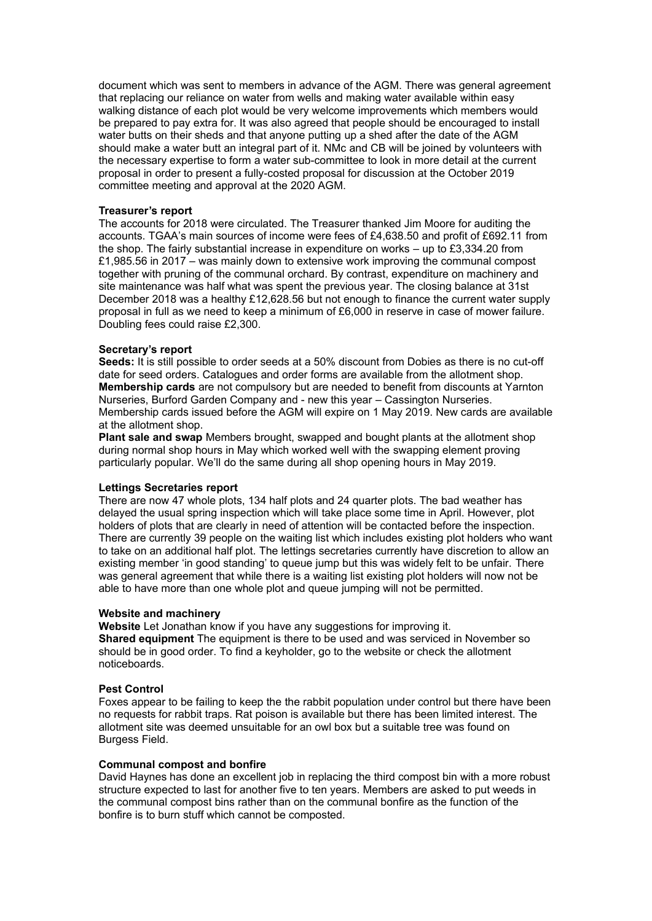document which was sent to members in advance of the AGM. There was general agreement that replacing our reliance on water from wells and making water available within easy walking distance of each plot would be very welcome improvements which members would be prepared to pay extra for. It was also agreed that people should be encouraged to install water butts on their sheds and that anyone putting up a shed after the date of the AGM should make a water butt an integral part of it. NMc and CB will be joined by volunteers with the necessary expertise to form a water sub-committee to look in more detail at the current proposal in order to present a fully-costed proposal for discussion at the October 2019 committee meeting and approval at the 2020 AGM.

**Treasurer's report**

The accounts for 2018 were circulated. The Treasurer thanked Jim Moore for auditing the accounts. TGAA's main sources of income were fees of £4,638.50 and profit of £692.11 from the shop. The fairly substantial increase in expenditure on works – up to £3,334.20 from £1,985.56 in 2017 – was mainly down to extensive work improving the communal compost together with pruning of the communal orchard. By contrast, expenditure on machinery and site maintenance was half what was spent the previous year. The closing balance at 31st December 2018 was a healthy £12,628.56 but not enough to finance the current water supply proposal in full as we need to keep a minimum of £6,000 in reserve in case of mower failure. Doubling fees could raise £2,300.

**Secretary's report**

**Seeds:** It is still possible to order seeds at a 50% discount from Dobies as there is no cut-off date for seed orders. Catalogues and order forms are available from the allotment shop.
**Membership cards** are not compulsory but are needed to benefit from discounts at Yarnton Nurseries, Burford Garden Company and - new this year – Cassington Nurseries. Membership cards issued before the AGM will expire on 1 May 2019. New cards are available at the allotment shop.
**Plant sale and swap** Members brought, swapped and bought plants at the allotment shop during normal shop hours in May which worked well with the swapping element proving particularly popular. We'll do the same during all shop opening hours in May 2019.

**Lettings Secretaries report**

There are now 47 whole plots, 134 half plots and 24 quarter plots. The bad weather has delayed the usual spring inspection which will take place some time in April. However, plot holders of plots that are clearly in need of attention will be contacted before the inspection. There are currently 39 people on the waiting list which includes existing plot holders who want to take on an additional half plot. The lettings secretaries currently have discretion to allow an existing member 'in good standing' to queue jump but this was widely felt to be unfair. There was general agreement that while there is a waiting list existing plot holders will now not be able to have more than one whole plot and queue jumping will not be permitted.

**Website and machinery**

**Website** Let Jonathan know if you have any suggestions for improving it.
**Shared equipment** The equipment is there to be used and was serviced in November so should be in good order. To find a keyholder, go to the website or check the allotment noticeboards.

**Pest Control**

Foxes appear to be failing to keep the the rabbit population under control but there have been no requests for rabbit traps. Rat poison is available but there has been limited interest. The allotment site was deemed unsuitable for an owl box but a suitable tree was found on Burgess Field.

**Communal compost and bonfire**

David Haynes has done an excellent job in replacing the third compost bin with a more robust structure expected to last for another five to ten years. Members are asked to put weeds in the communal compost bins rather than on the communal bonfire as the function of the bonfire is to burn stuff which cannot be composted.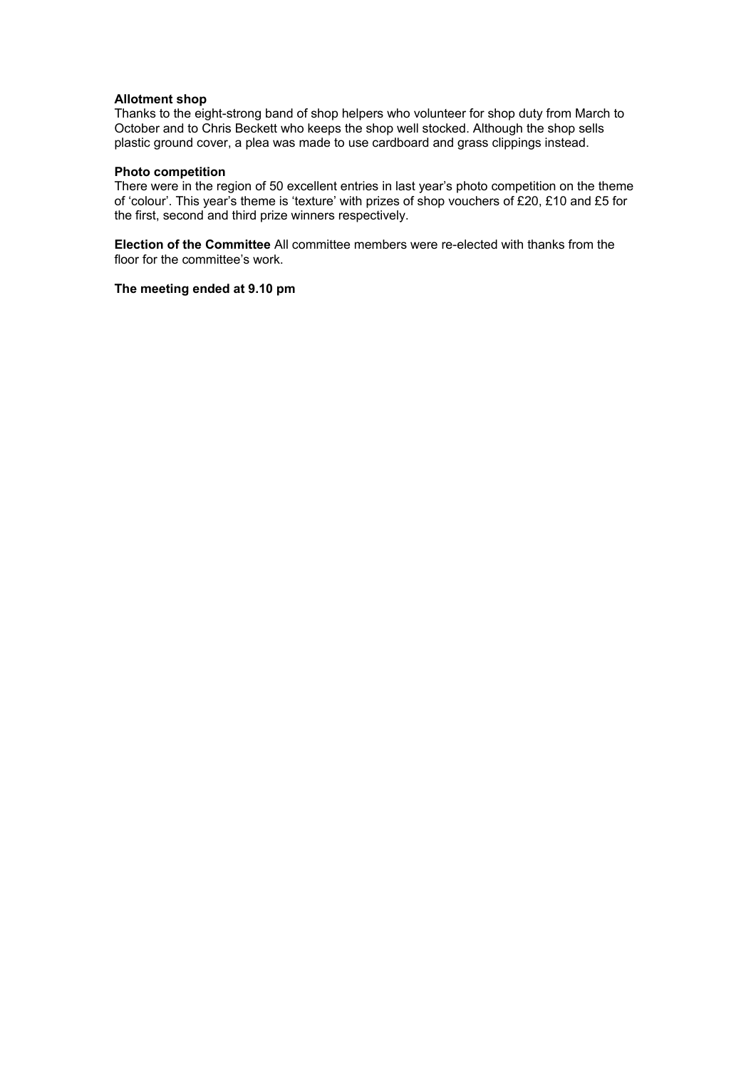**Allotment shop**
Thanks to the eight-strong band of shop helpers who volunteer for shop duty from March to October and to Chris Beckett who keeps the shop well stocked. Although the shop sells plastic ground cover, a plea was made to use cardboard and grass clippings instead.

**Photo competition**
There were in the region of 50 excellent entries in last year's photo competition on the theme of 'colour'. This year's theme is 'texture' with prizes of shop vouchers of £20, £10 and £5 for the first, second and third prize winners respectively.

**Election of the Committee** All committee members were re-elected with thanks from the floor for the committee's work.

**The meeting ended at 9.10 pm**